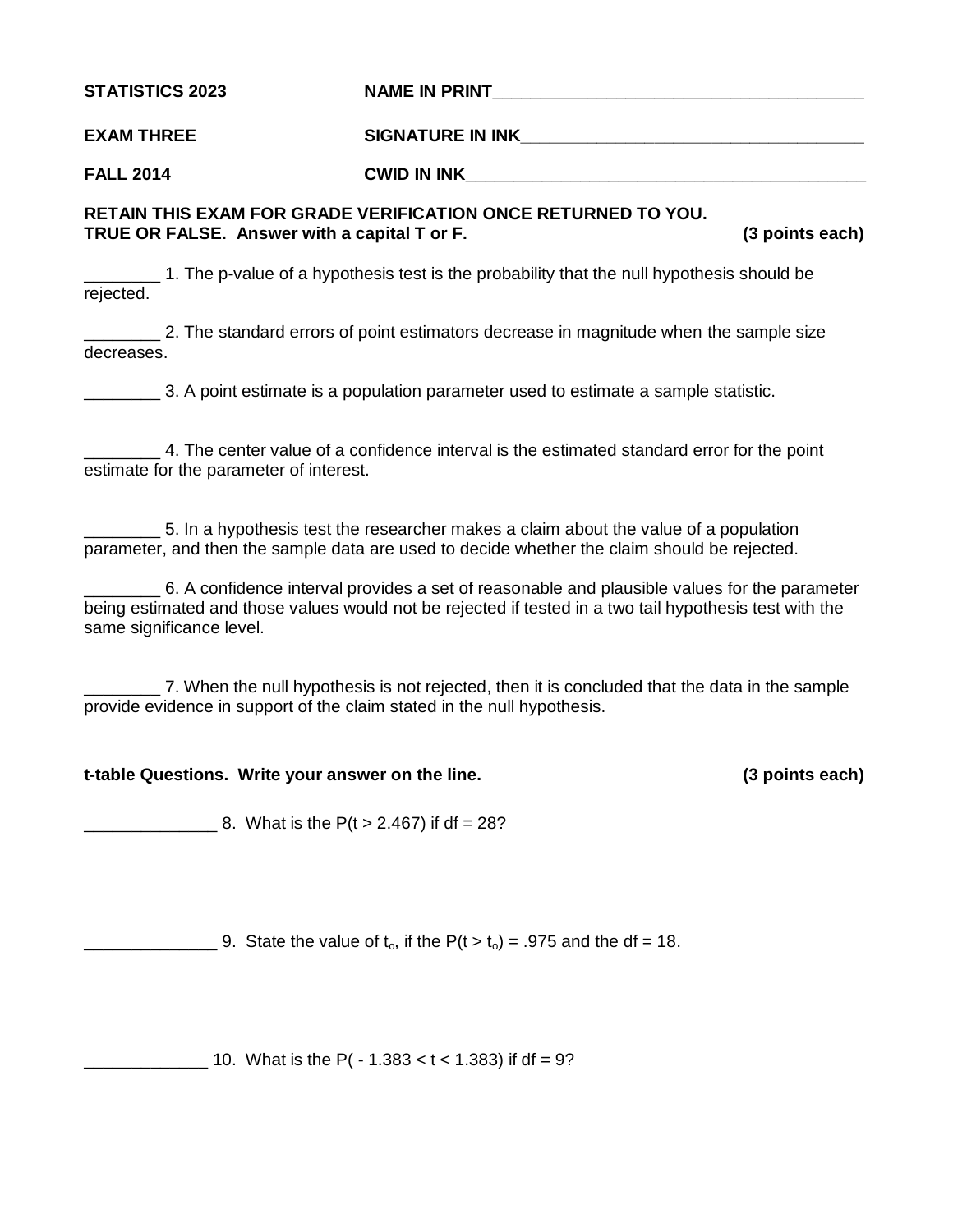**STATISTICS 2023** NAME IN PRINT______________________________________

**EXAM THREE** SIGNATURE IN INK___________________________________

**FALL 2014** CWID IN INK_________________________________________

**RETAIN THIS EXAM FOR GRADE VERIFICATION ONCE RETURNED TO YOU.**
**TRUE OR FALSE. Answer with a capital T or F.** **(3 points each)**

________ 1. The p-value of a hypothesis test is the probability that the null hypothesis should be rejected.

________ 2. The standard errors of point estimators decrease in magnitude when the sample size decreases.

________ 3. A point estimate is a population parameter used to estimate a sample statistic.

________ 4. The center value of a confidence interval is the estimated standard error for the point estimate for the parameter of interest.

________ 5. In a hypothesis test the researcher makes a claim about the value of a population parameter, and then the sample data are used to decide whether the claim should be rejected.

________ 6. A confidence interval provides a set of reasonable and plausible values for the parameter being estimated and those values would not be rejected if tested in a two tail hypothesis test with the same significance level.

________ 7. When the null hypothesis is not rejected, then it is concluded that the data in the sample provide evidence in support of the claim stated in the null hypothesis.

**t-table Questions. Write your answer on the line.** **(3 points each)**

______________ 8. What is the $P(t > 2.467)$ if df = 28?

______________ 9. State the value of $t_o$, if the $P(t > t_o) = .975$ and the df = 18.

_____________ 10. What is the $P(-1.383 < t < 1.383)$ if df = 9?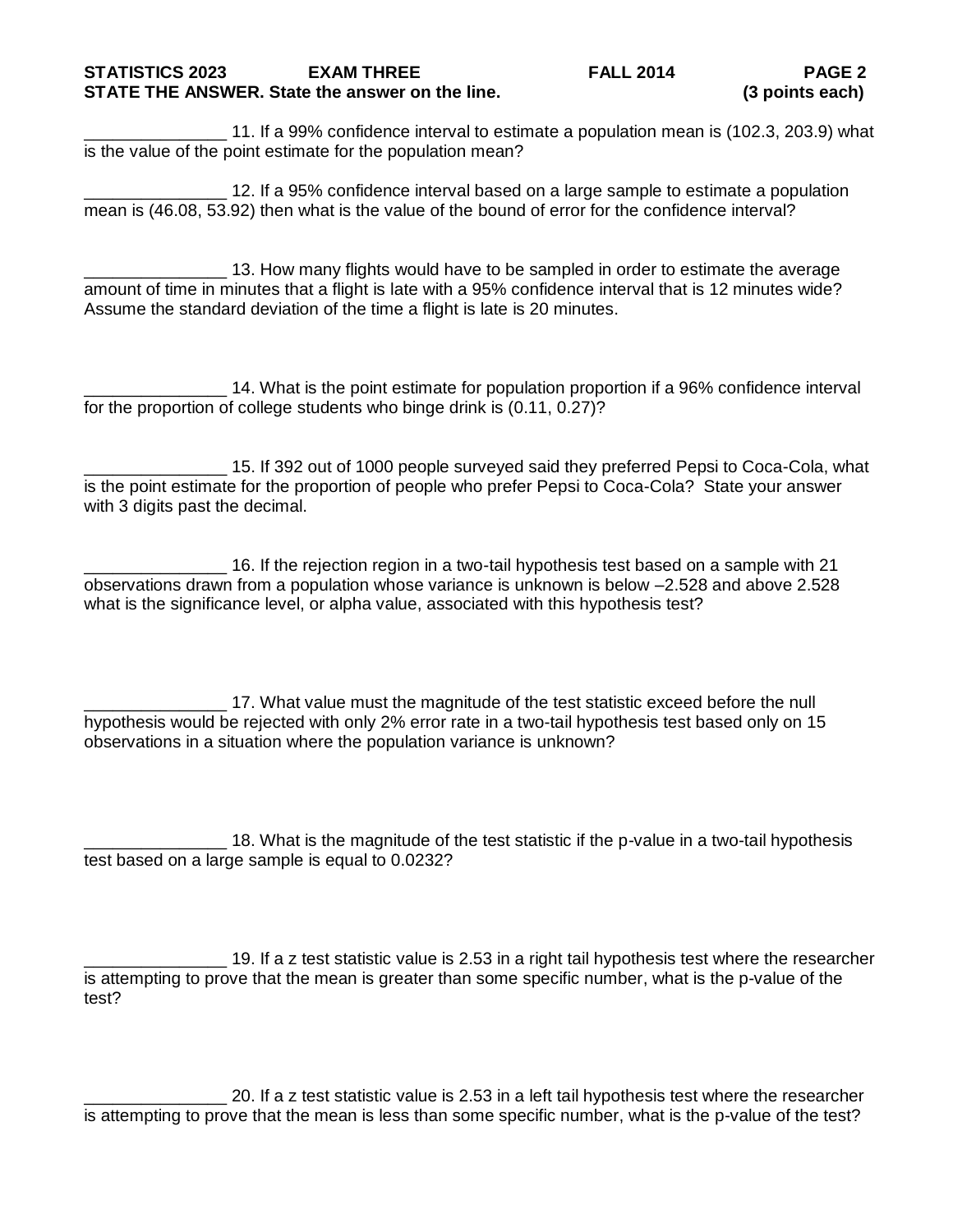**STATE THE ANSWER. State the answer on the line. (3 points each)**

_______________ 11. If a 99% confidence interval to estimate a population mean is (102.3, 203.9) what is the value of the point estimate for the population mean?

_______________ 12. If a 95% confidence interval based on a large sample to estimate a population mean is (46.08, 53.92) then what is the value of the bound of error for the confidence interval?

_______________ 13. How many flights would have to be sampled in order to estimate the average amount of time in minutes that a flight is late with a 95% confidence interval that is 12 minutes wide? Assume the standard deviation of the time a flight is late is 20 minutes.

_______________ 14. What is the point estimate for population proportion if a 96% confidence interval for the proportion of college students who binge drink is (0.11, 0.27)?

_______________ 15. If 392 out of 1000 people surveyed said they preferred Pepsi to Coca-Cola, what is the point estimate for the proportion of people who prefer Pepsi to Coca-Cola? State your answer with 3 digits past the decimal.

_______________ 16. If the rejection region in a two-tail hypothesis test based on a sample with 21 observations drawn from a population whose variance is unknown is below –2.528 and above 2.528 what is the significance level, or alpha value, associated with this hypothesis test?

_______________ 17. What value must the magnitude of the test statistic exceed before the null hypothesis would be rejected with only 2% error rate in a two-tail hypothesis test based only on 15 observations in a situation where the population variance is unknown?

_______________ 18. What is the magnitude of the test statistic if the p-value in a two-tail hypothesis test based on a large sample is equal to 0.0232?

_______________ 19. If a z test statistic value is 2.53 in a right tail hypothesis test where the researcher is attempting to prove that the mean is greater than some specific number, what is the p-value of the test?

_______________ 20. If a z test statistic value is 2.53 in a left tail hypothesis test where the researcher is attempting to prove that the mean is less than some specific number, what is the p-value of the test?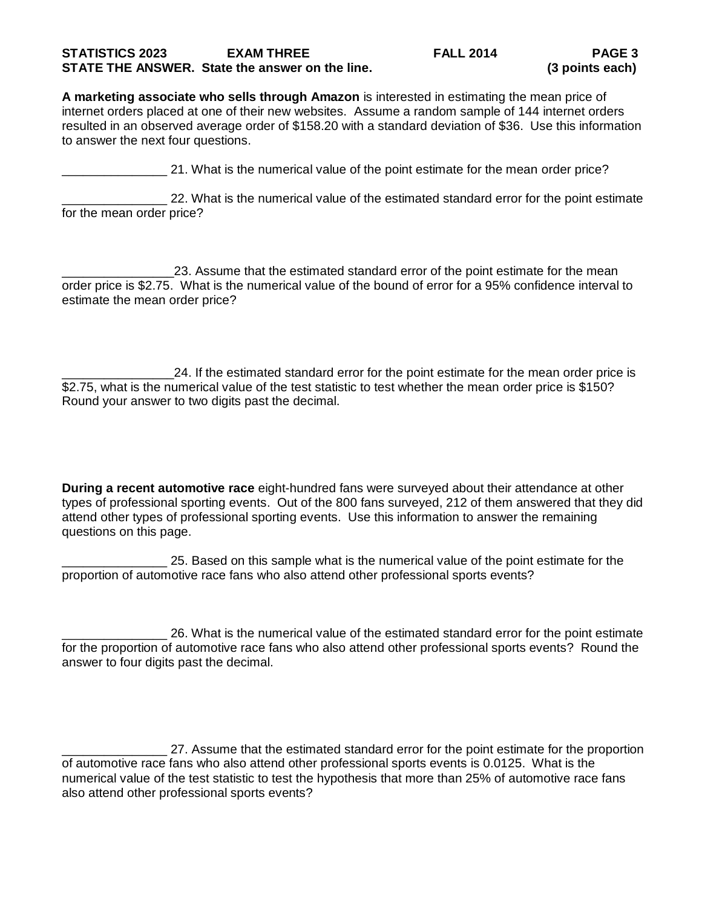**STATISTICS 2023 EXAM THREE FALL 2014 PAGE 3**
**STATE THE ANSWER. State the answer on the line. (3 points each)**

**A marketing associate who sells through Amazon** is interested in estimating the mean price of internet orders placed at one of their new websites. Assume a random sample of 144 internet orders resulted in an observed average order of $158.20 with a standard deviation of $36. Use this information to answer the next four questions.

_______________ 21. What is the numerical value of the point estimate for the mean order price?

_______________ 22. What is the numerical value of the estimated standard error for the point estimate for the mean order price?

________________23. Assume that the estimated standard error of the point estimate for the mean order price is $2.75. What is the numerical value of the bound of error for a 95% confidence interval to estimate the mean order price?

________________24. If the estimated standard error for the point estimate for the mean order price is $2.75, what is the numerical value of the test statistic to test whether the mean order price is $150? Round your answer to two digits past the decimal.

**During a recent automotive race** eight-hundred fans were surveyed about their attendance at other types of professional sporting events. Out of the 800 fans surveyed, 212 of them answered that they did attend other types of professional sporting events. Use this information to answer the remaining questions on this page.

_______________ 25. Based on this sample what is the numerical value of the point estimate for the proportion of automotive race fans who also attend other professional sports events?

_______________ 26. What is the numerical value of the estimated standard error for the point estimate for the proportion of automotive race fans who also attend other professional sports events? Round the answer to four digits past the decimal.

_______________ 27. Assume that the estimated standard error for the point estimate for the proportion of automotive race fans who also attend other professional sports events is 0.0125. What is the numerical value of the test statistic to test the hypothesis that more than 25% of automotive race fans also attend other professional sports events?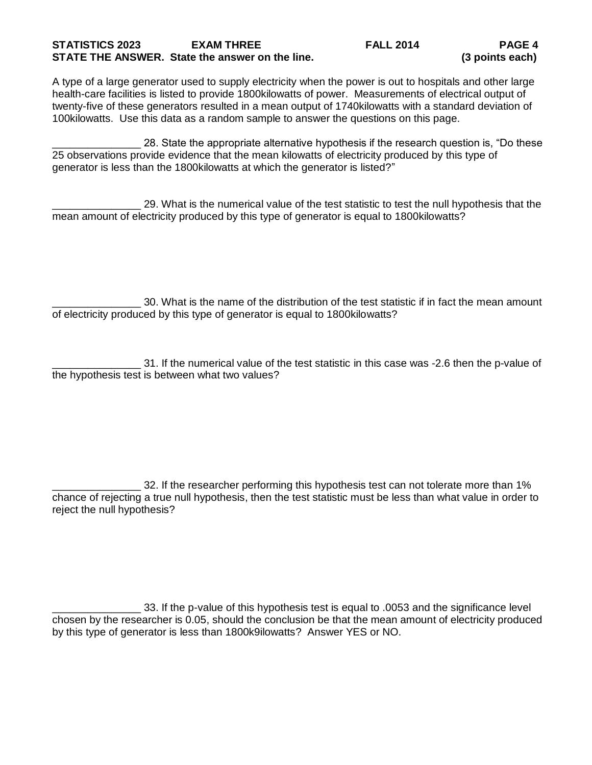STATISTICS 2023 EXAM THREE FALL 2014 PAGE 4

**STATE THE ANSWER. State the answer on the line. (3 points each)**

A type of a large generator used to supply electricity when the power is out to hospitals and other large health-care facilities is listed to provide 1800kilowatts of power. Measurements of electrical output of twenty-five of these generators resulted in a mean output of 1740kilowatts with a standard deviation of 100kilowatts. Use this data as a random sample to answer the questions on this page.

_______________ 28. State the appropriate alternative hypothesis if the research question is, "Do these 25 observations provide evidence that the mean kilowatts of electricity produced by this type of generator is less than the 1800kilowatts at which the generator is listed?"

_______________ 29. What is the numerical value of the test statistic to test the null hypothesis that the mean amount of electricity produced by this type of generator is equal to 1800kilowatts?

_______________ 30. What is the name of the distribution of the test statistic if in fact the mean amount of electricity produced by this type of generator is equal to 1800kilowatts?

_______________ 31. If the numerical value of the test statistic in this case was -2.6 then the p-value of the hypothesis test is between what two values?

_______________ 32. If the researcher performing this hypothesis test can not tolerate more than 1% chance of rejecting a true null hypothesis, then the test statistic must be less than what value in order to reject the null hypothesis?

_______________ 33. If the p-value of this hypothesis test is equal to .0053 and the significance level chosen by the researcher is 0.05, should the conclusion be that the mean amount of electricity produced by this type of generator is less than 1800k9ilowatts? Answer YES or NO.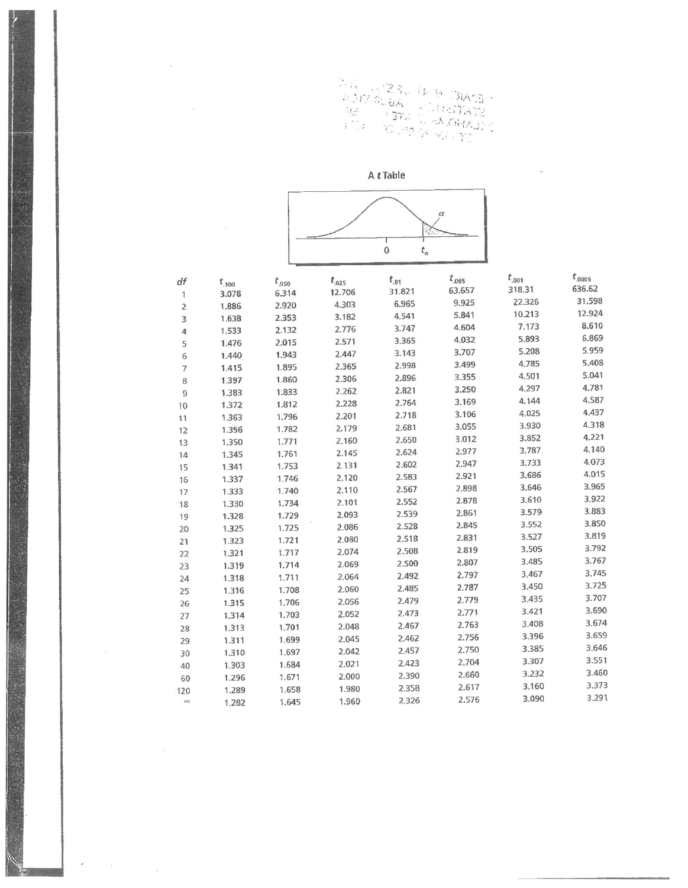# A *t* Table

| df | $t_{.100}$ | $t_{.050}$ | $t_{.025}$ | $t_{.01}$ | $t_{.005}$ | $t_{.001}$ | $t_{.0005}$ |
|---|---|---|---|---|---|---|---|
| 1 | 3.078 | 6.314 | 12.706 | 31.821 | 63.657 | 318.31 | 636.62 |
| 2 | 1.886 | 2.920 | 4.303 | 6.965 | 9.925 | 22.326 | 31.598 |
| 3 | 1.638 | 2.353 | 3.182 | 4.541 | 5.841 | 10.213 | 12.924 |
| 4 | 1.533 | 2.132 | 2.776 | 3.747 | 4.604 | 7.173 | 8.610 |
| 5 | 1.476 | 2.015 | 2.571 | 3.365 | 4.032 | 5.893 | 6.869 |
| 6 | 1.440 | 1.943 | 2.447 | 3.143 | 3.707 | 5.208 | 5.959 |
| 7 | 1.415 | 1.895 | 2.365 | 2.998 | 3.499 | 4.785 | 5.408 |
| 8 | 1.397 | 1.860 | 2.306 | 2.896 | 3.355 | 4.501 | 5.041 |
| 9 | 1.383 | 1.833 | 2.262 | 2.821 | 3.250 | 4.297 | 4.781 |
| 10 | 1.372 | 1.812 | 2.228 | 2.764 | 3.169 | 4.144 | 4.587 |
| 11 | 1.363 | 1.796 | 2.201 | 2.718 | 3.106 | 4.025 | 4.437 |
| 12 | 1.356 | 1.782 | 2.179 | 2.681 | 3.055 | 3.930 | 4.318 |
| 13 | 1.350 | 1.771 | 2.160 | 2.650 | 3.012 | 3.852 | 4.221 |
| 14 | 1.345 | 1.761 | 2.145 | 2.624 | 2.977 | 3.787 | 4.140 |
| 15 | 1.341 | 1.753 | 2.131 | 2.602 | 2.947 | 3.733 | 4.073 |
| 16 | 1.337 | 1.746 | 2.120 | 2.583 | 2.921 | 3.686 | 4.015 |
| 17 | 1.333 | 1.740 | 2.110 | 2.567 | 2.898 | 3.646 | 3.965 |
| 18 | 1.330 | 1.734 | 2.101 | 2.552 | 2.878 | 3.610 | 3.922 |
| 19 | 1.328 | 1.729 | 2.093 | 2.539 | 2.861 | 3.579 | 3.883 |
| 20 | 1.325 | 1.725 | 2.086 | 2.528 | 2.845 | 3.552 | 3.850 |
| 21 | 1.323 | 1.721 | 2.080 | 2.518 | 2.831 | 3.527 | 3.819 |
| 22 | 1.321 | 1.717 | 2.074 | 2.508 | 2.819 | 3.505 | 3.792 |
| 23 | 1.319 | 1.714 | 2.069 | 2.500 | 2.807 | 3.485 | 3.767 |
| 24 | 1.318 | 1.711 | 2.064 | 2.492 | 2.797 | 3.467 | 3.745 |
| 25 | 1.316 | 1.708 | 2.060 | 2.485 | 2.787 | 3.450 | 3.725 |
| 26 | 1.315 | 1.706 | 2.056 | 2.479 | 2.779 | 3.435 | 3.707 |
| 27 | 1.314 | 1.703 | 2.052 | 2.473 | 2.771 | 3.421 | 3.690 |
| 28 | 1.313 | 1.701 | 2.048 | 2.467 | 2.763 | 3.408 | 3.674 |
| 29 | 1.311 | 1.699 | 2.045 | 2.462 | 2.756 | 3.396 | 3.659 |
| 30 | 1.310 | 1.697 | 2.042 | 2.457 | 2.750 | 3.385 | 3.646 |
| 40 | 1.303 | 1.684 | 2.021 | 2.423 | 2.704 | 3.307 | 3.551 |
| 60 | 1.296 | 1.671 | 2.000 | 2.390 | 2.660 | 3.232 | 3.460 |
| 120 | 1.289 | 1.658 | 1.980 | 2.358 | 2.617 | 3.160 | 3.373 |
| ∞ | 1.282 | 1.645 | 1.960 | 2.326 | 2.576 | 3.090 | 3.291 |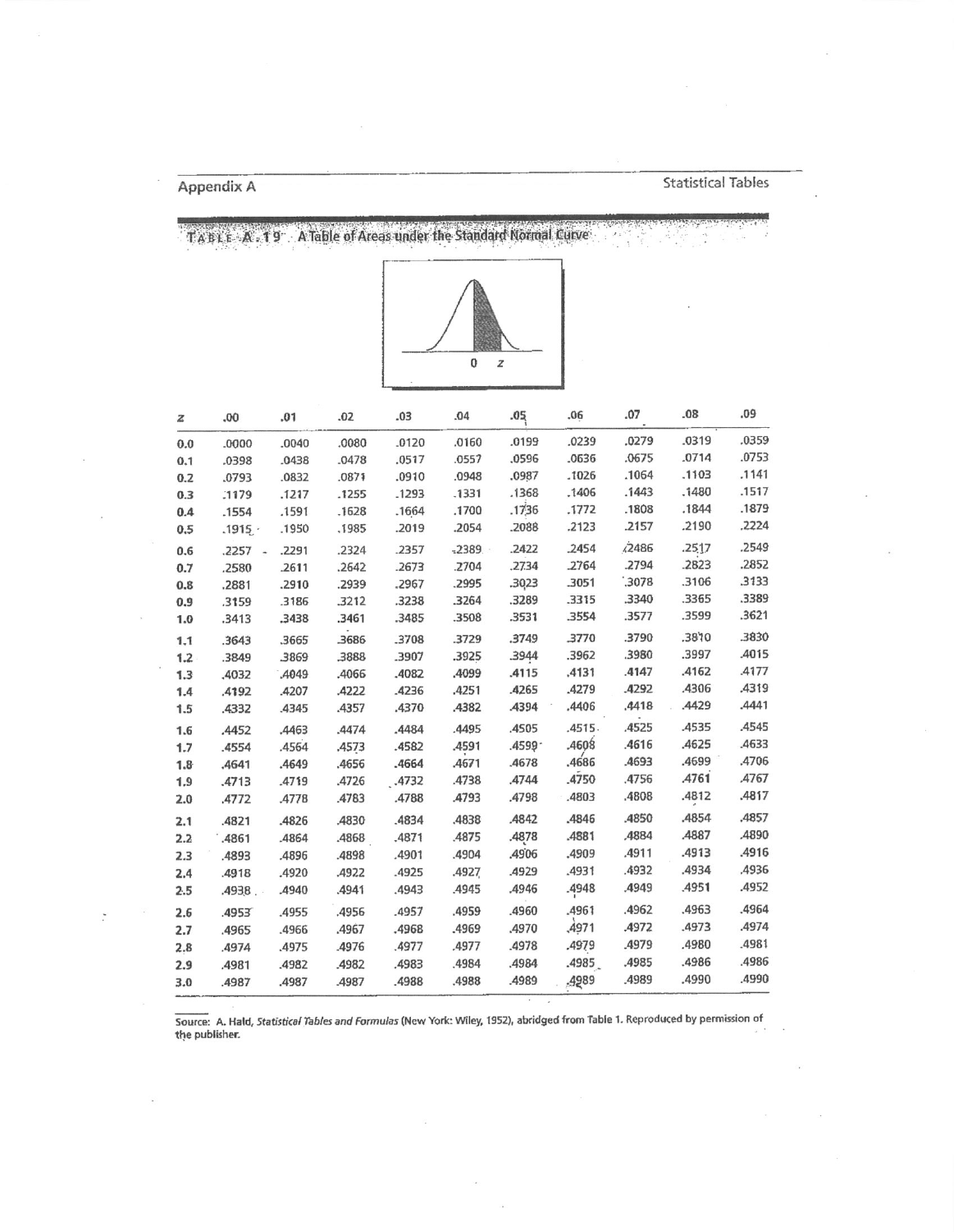Appendix A — Statistical Tables

**TABLE A.19 A Table of Areas under the Standard Normal Curve**

0 z

| z | .00 | .01 | .02 | .03 | .04 | .05 | .06 | .07 | .08 | .09 |
|---|---|---|---|---|---|---|---|---|---|---|
| 0.0 | .0000 | .0040 | .0080 | .0120 | .0160 | .0199 | .0239 | .0279 | .0319 | .0359 |
| 0.1 | .0398 | .0438 | .0478 | .0517 | .0557 | .0596 | .0636 | .0675 | .0714 | .0753 |
| 0.2 | .0793 | .0832 | .0871 | .0910 | .0948 | .0987 | .1026 | .1064 | .1103 | .1141 |
| 0.3 | .1179 | .1217 | .1255 | .1293 | .1331 | .1368 | .1406 | .1443 | .1480 | .1517 |
| 0.4 | .1554 | .1591 | .1628 | .1664 | .1700 | .1736 | .1772 | .1808 | .1844 | .1879 |
| 0.5 | .1915 | .1950 | .1985 | .2019 | .2054 | .2088 | .2123 | .2157 | .2190 | .2224 |
| 0.6 | .2257 | .2291 | .2324 | .2357 | .2389 | .2422 | .2454 | .2486 | .2517 | .2549 |
| 0.7 | .2580 | .2611 | .2642 | .2673 | .2704 | .2734 | .2764 | .2794 | .2823 | .2852 |
| 0.8 | .2881 | .2910 | .2939 | .2967 | .2995 | .3023 | .3051 | .3078 | .3106 | .3133 |
| 0.9 | .3159 | .3186 | .3212 | .3238 | .3264 | .3289 | .3315 | .3340 | .3365 | .3389 |
| 1.0 | .3413 | .3438 | .3461 | .3485 | .3508 | .3531 | .3554 | .3577 | .3599 | .3621 |
| 1.1 | .3643 | .3665 | .3686 | .3708 | .3729 | .3749 | .3770 | .3790 | .3810 | .3830 |
| 1.2 | .3849 | .3869 | .3888 | .3907 | .3925 | .3944 | .3962 | .3980 | .3997 | .4015 |
| 1.3 | .4032 | .4049 | .4066 | .4082 | .4099 | .4115 | .4131 | .4147 | .4162 | .4177 |
| 1.4 | .4192 | .4207 | .4222 | .4236 | .4251 | .4265 | .4279 | .4292 | .4306 | .4319 |
| 1.5 | .4332 | .4345 | .4357 | .4370 | .4382 | .4394 | .4406 | .4418 | .4429 | .4441 |
| 1.6 | .4452 | .4463 | .4474 | .4484 | .4495 | .4505 | .4515 | .4525 | .4535 | .4545 |
| 1.7 | .4554 | .4564 | .4573 | .4582 | .4591 | .4599 | .4608 | .4616 | .4625 | .4633 |
| 1.8 | .4641 | .4649 | .4656 | .4664 | .4671 | .4678 | .4686 | .4693 | .4699 | .4706 |
| 1.9 | .4713 | .4719 | .4726 | .4732 | .4738 | .4744 | .4750 | .4756 | .4761 | .4767 |
| 2.0 | .4772 | .4778 | .4783 | .4788 | .4793 | .4798 | .4803 | .4808 | .4812 | .4817 |
| 2.1 | .4821 | .4826 | .4830 | .4834 | .4838 | .4842 | .4846 | .4850 | .4854 | .4857 |
| 2.2 | .4861 | .4864 | .4868 | .4871 | .4875 | .4878 | .4881 | .4884 | .4887 | .4890 |
| 2.3 | .4893 | .4896 | .4898 | .4901 | .4904 | .4906 | .4909 | .4911 | .4913 | .4916 |
| 2.4 | .4918 | .4920 | .4922 | .4925 | .4927 | .4929 | .4931 | .4932 | .4934 | .4936 |
| 2.5 | .4938 | .4940 | .4941 | .4943 | .4945 | .4946 | .4948 | .4949 | .4951 | .4952 |
| 2.6 | .4953 | .4955 | .4956 | .4957 | .4959 | .4960 | .4961 | .4962 | .4963 | .4964 |
| 2.7 | .4965 | .4966 | .4967 | .4968 | .4969 | .4970 | .4971 | .4972 | .4973 | .4974 |
| 2.8 | .4974 | .4975 | .4976 | .4977 | .4977 | .4978 | .4979 | .4979 | .4980 | .4981 |
| 2.9 | .4981 | .4982 | .4982 | .4983 | .4984 | .4984 | .4985 | .4985 | .4986 | .4986 |
| 3.0 | .4987 | .4987 | .4987 | .4988 | .4988 | .4989 | .4989 | .4989 | .4990 | .4990 |

Source: A. Hald, *Statistical Tables and Formulas* (New York: Wiley, 1952), abridged from Table 1. Reproduced by permission of the publisher.